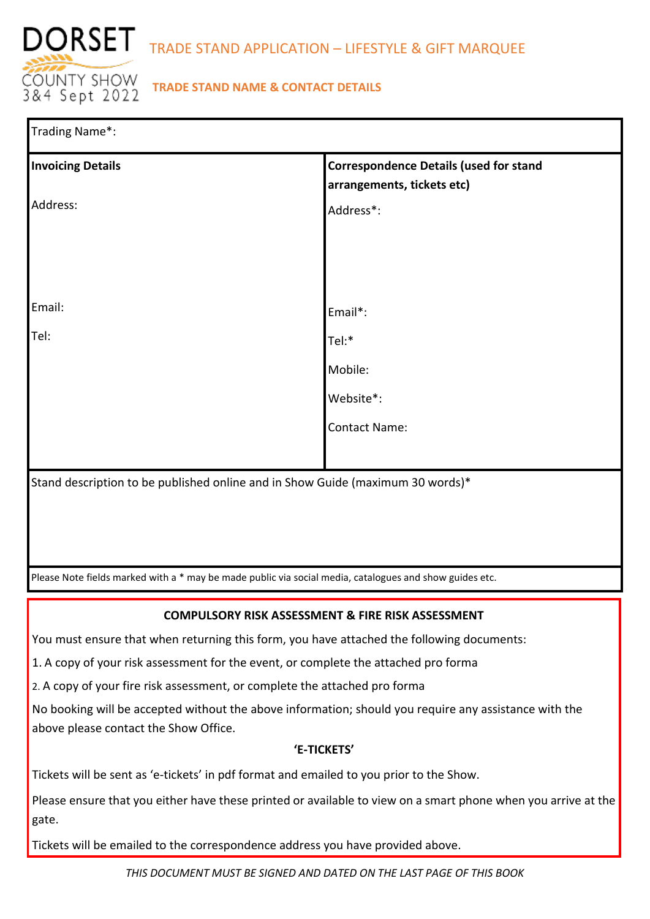DORSET
COUNTY SHOW
3&4 Sept 2022

# TRADE STAND APPLICATION – LIFESTYLE & GIFT MARQUEE

## TRADE STAND NAME & CONTACT DETAILS

Trading Name*:

| Invoicing Details | Correspondence Details (used for stand arrangements, tickets etc) |
|---|---|
| Address: | Address*: |
| Email: | Email*: |
| Tel: | Tel:* |
| | Mobile: |
| | Website*: |
| | Contact Name: |

Stand description to be published online and in Show Guide (maximum 30 words)*

Please Note fields marked with a * may be made public via social media, catalogues and show guides etc.

**COMPULSORY RISK ASSESSMENT & FIRE RISK ASSESSMENT**

You must ensure that when returning this form, you have attached the following documents:

1. A copy of your risk assessment for the event, or complete the attached pro forma
2. A copy of your fire risk assessment, or complete the attached pro forma

No booking will be accepted without the above information; should you require any assistance with the above please contact the Show Office.

**'E-TICKETS'**

Tickets will be sent as 'e-tickets' in pdf format and emailed to you prior to the Show.

Please ensure that you either have these printed or available to view on a smart phone when you arrive at the gate.

Tickets will be emailed to the correspondence address you have provided above.

*THIS DOCUMENT MUST BE SIGNED AND DATED ON THE LAST PAGE OF THIS BOOK*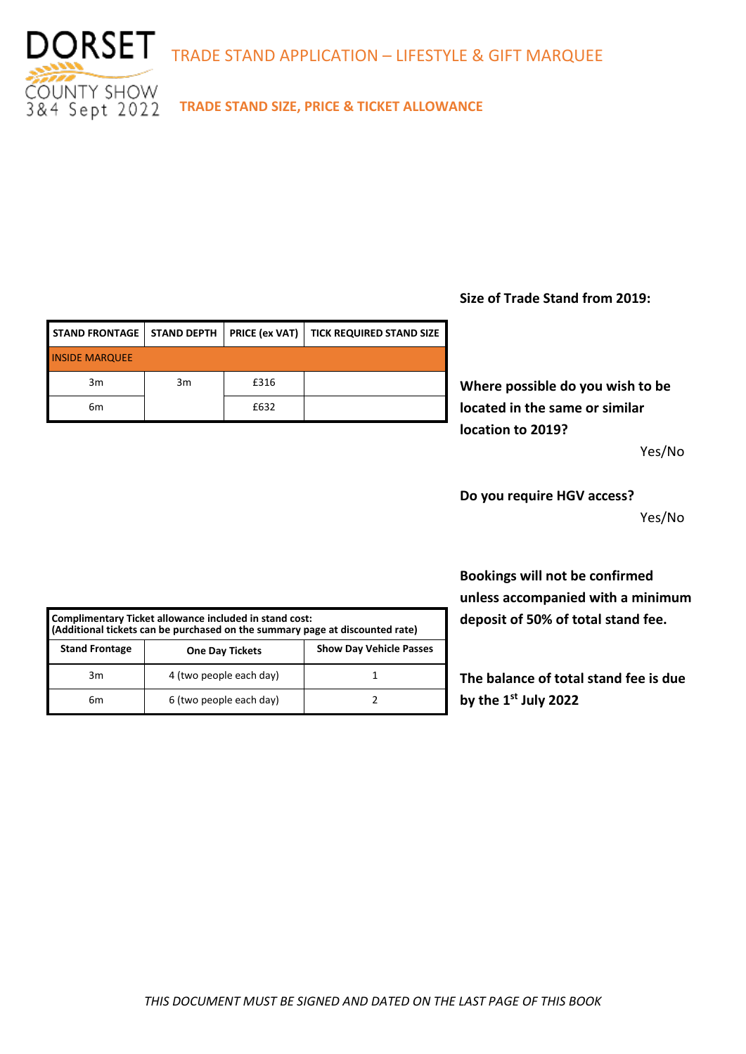# TRADE STAND APPLICATION – LIFESTYLE & GIFT MARQUEE

## TRADE STAND SIZE, PRICE & TICKET ALLOWANCE

| STAND FRONTAGE | STAND DEPTH | PRICE (ex VAT) | TICK REQUIRED STAND SIZE |
|---|---|---|---|
| INSIDE MARQUEE | | | |
| 3m | 3m | £316 | |
| 6m | | £632 | |

**Size of Trade Stand from 2019:**

**Where possible do you wish to be located in the same or similar location to 2019?**

Yes/No

**Do you require HGV access?**

Yes/No

| **Complimentary Ticket allowance included in stand cost: (Additional tickets can be purchased on the summary page at discounted rate)** | | |
|---|---|---|
| **Stand Frontage** | **One Day Tickets** | **Show Day Vehicle Passes** |
| 3m | 4 (two people each day) | 1 |
| 6m | 6 (two people each day) | 2 |

**Bookings will not be confirmed unless accompanied with a minimum deposit of 50% of total stand fee.**

**The balance of total stand fee is due by the 1st July 2022**

*THIS DOCUMENT MUST BE SIGNED AND DATED ON THE LAST PAGE OF THIS BOOK*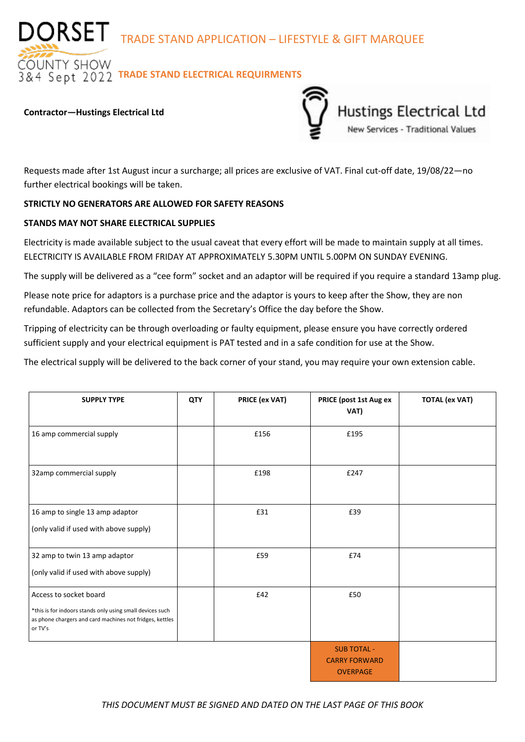# DORSET COUNTY SHOW 3&4 Sept 2022

## TRADE STAND APPLICATION – LIFESTYLE & GIFT MARQUEE

## TRADE STAND ELECTRICAL REQUIRMENTS

**Contractor—Hustings Electrical Ltd**

Hustings Electrical Ltd
New Services - Traditional Values

Requests made after 1st August incur a surcharge; all prices are exclusive of VAT. Final cut-off date, 19/08/22—no further electrical bookings will be taken.

**STRICTLY NO GENERATORS ARE ALLOWED FOR SAFETY REASONS**

**STANDS MAY NOT SHARE ELECTRICAL SUPPLIES**

Electricity is made available subject to the usual caveat that every effort will be made to maintain supply at all times. ELECTRICITY IS AVAILABLE FROM FRIDAY AT APPROXIMATELY 5.30PM UNTIL 5.00PM ON SUNDAY EVENING.

The supply will be delivered as a "cee form" socket and an adaptor will be required if you require a standard 13amp plug.

Please note price for adaptors is a purchase price and the adaptor is yours to keep after the Show, they are non refundable. Adaptors can be collected from the Secretary's Office the day before the Show.

Tripping of electricity can be through overloading or faulty equipment, please ensure you have correctly ordered sufficient supply and your electrical equipment is PAT tested and in a safe condition for use at the Show.

The electrical supply will be delivered to the back corner of your stand, you may require your own extension cable.

| SUPPLY TYPE | QTY | PRICE (ex VAT) | PRICE (post 1st Aug ex VAT) | TOTAL (ex VAT) |
|---|---|---|---|---|
| 16 amp commercial supply | | £156 | £195 | |
| 32amp commercial supply | | £198 | £247 | |
| 16 amp to single 13 amp adaptor (only valid if used with above supply) | | £31 | £39 | |
| 32 amp to twin 13 amp adaptor (only valid if used with above supply) | | £59 | £74 | |
| Access to socket board *this is for indoors stands only using small devices such as phone chargers and card machines not fridges, kettles or TV's | | £42 | £50 | |
| | | | SUB TOTAL - CARRY FORWARD OVERPAGE | |

*THIS DOCUMENT MUST BE SIGNED AND DATED ON THE LAST PAGE OF THIS BOOK*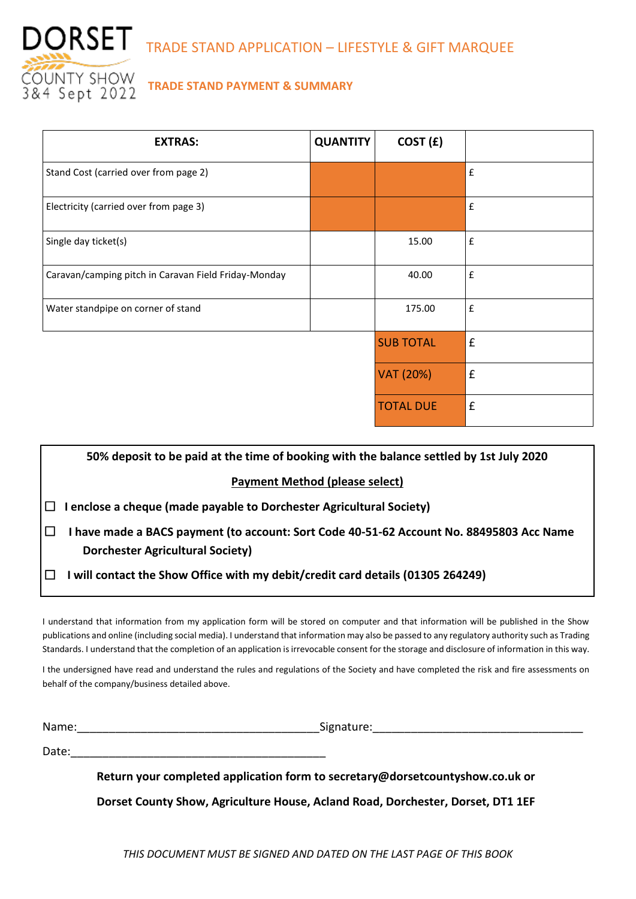DORSET COUNTY SHOW 3&4 Sept 2022

# TRADE STAND APPLICATION – LIFESTYLE & GIFT MARQUEE

## TRADE STAND PAYMENT & SUMMARY

| EXTRAS: | QUANTITY | COST (£) | |
|---|---|---|---|
| Stand Cost (carried over from page 2) | | | £ |
| Electricity (carried over from page 3) | | | £ |
| Single day ticket(s) | | 15.00 | £ |
| Caravan/camping pitch in Caravan Field Friday-Monday | | 40.00 | £ |
| Water standpipe on corner of stand | | 175.00 | £ |
| | | SUB TOTAL | £ |
| | | VAT (20%) | £ |
| | | TOTAL DUE | £ |

**50% deposit to be paid at the time of booking with the balance settled by 1st July 2020**

**Payment Method (please select)**

- ☐ **I enclose a cheque (made payable to Dorchester Agricultural Society)**
- ☐ **I have made a BACS payment (to account: Sort Code 40-51-62 Account No. 88495803 Acc Name Dorchester Agricultural Society)**
- ☐ **I will contact the Show Office with my debit/credit card details (01305 264249)**

I understand that information from my application form will be stored on computer and that information will be published in the Show publications and online (including social media). I understand that information may also be passed to any regulatory authority such as Trading Standards. I understand that the completion of an application is irrevocable consent for the storage and disclosure of information in this way.

I the undersigned have read and understand the rules and regulations of the Society and have completed the risk and fire assessments on behalf of the company/business detailed above.

Name:______________________________________Signature:_________________________________

Date:_________________________________________

**Return your completed application form to secretary@dorsetcountyshow.co.uk or**

**Dorset County Show, Agriculture House, Acland Road, Dorchester, Dorset, DT1 1EF**

*THIS DOCUMENT MUST BE SIGNED AND DATED ON THE LAST PAGE OF THIS BOOK*